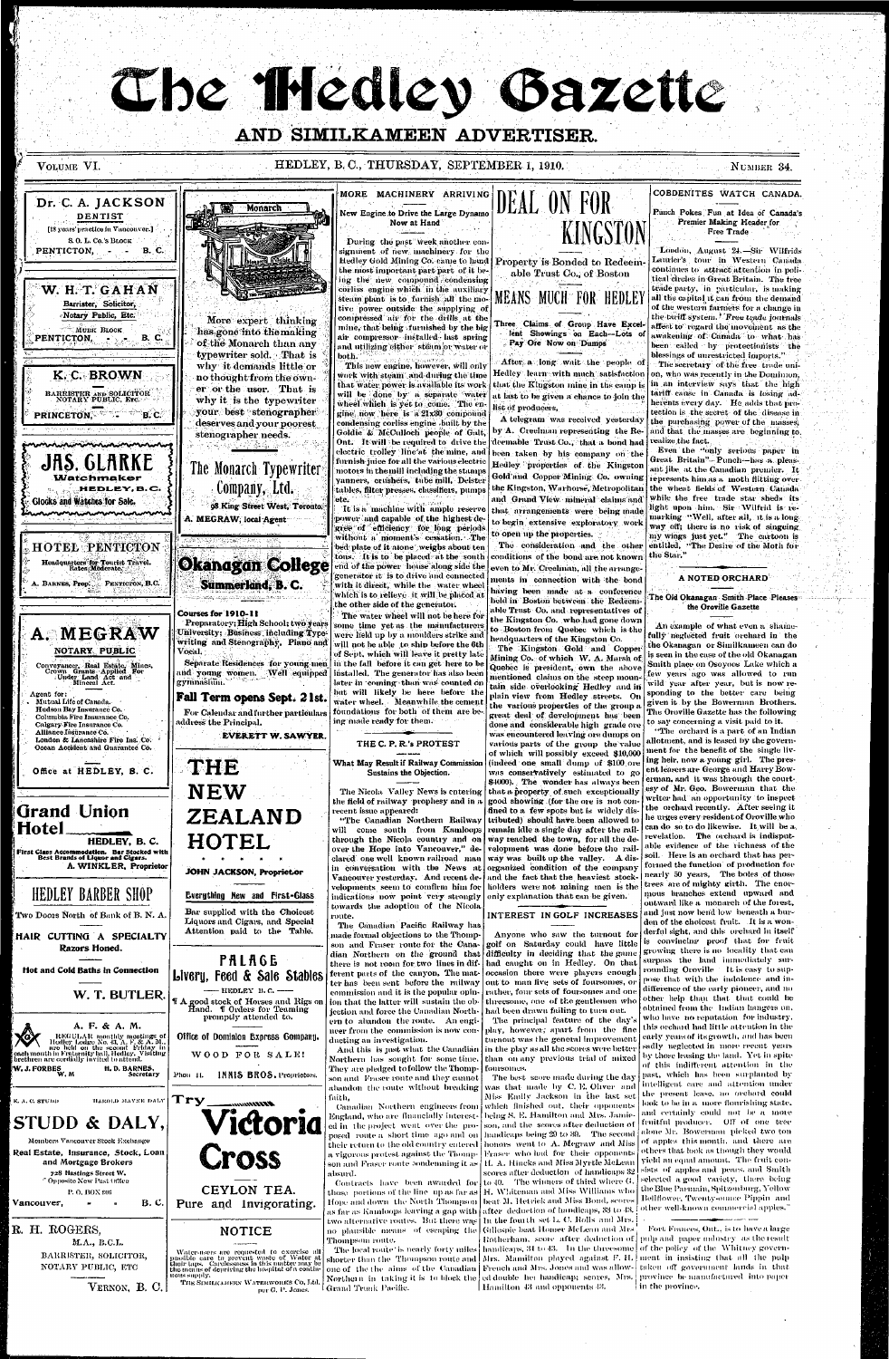# The Hedley Gazette

## AND SIMILKAMEEN ADVERTISER.

VOLUME VI. HEDLEY, B. C., THURSDAY, SEPTEMBER 1, 1910. NUMBER 34.

**Dr. C. A. JACKSON**
DENTIST
[18 years' practice in Vancouver.]
S. O. L. Co.'s Block
PENTICTON, - - B. C.

**W. H. T. GAHAN**
Barrister, Solicitor, Notary Public, Etc.
MURK BLOCK
PENTICTON, - - B. C.

**K. C. BROWN**
BARRISTER AND SOLICITOR NOTARY PUBLIC, ETC.
PRINCETON, - - B. C.

**JAS. CLARKE**
Watchmaker
HEDLEY, B. C.
Clocks and Watches for Sale.

**HOTEL PENTICTON**
Headquarters for Tourist Travel. Rates Moderate.
A. BARNES, Prop. PENTICTON, B.C.

**A. MEGRAW**
NOTARY PUBLIC
Conveyancer, Real Estate, Mines, Crown Grants Applied For Under Land Act and Mineral Act.
Agent for:
- Mutual Life of Canada.
- Hudson Bay Insurance Co.
- Columbia Fire Insurance Co.
- Calgary Fire Insurance Co.
- Alliance Insurance Co.
- London & Lancashire Fire Ins. Co.
- Ocean Accident and Guarantee Co.

Office at HEDLEY, B. C.

**Grand Union Hotel**
HEDLEY, B. C.
First Class Accommodation. Bar Stocked with Best Brands of Liquor and Cigars.
A. WINKLER, Proprietor

**HEDLEY BARBER SHOP**
Two Doors North of Bank of B. N. A.
HAIR CUTTING A SPECIALTY
Razors Honed.
Hot and Cold Baths in Connection
W. T. BUTLER.

**A. F. & A. M.**
REGULAR monthly meetings of Hedley Lodge No. 43, A. F. & A. M., are held on the second Friday in each month in Fraternity hall, Hedley. Visiting brethren are cordially invited to attend.
W. J. FORBES, W. M. H. D. BARNES, Secretary

E. A. C. STUDD HAROLD MAYNE DALY
**STUDD & DALY,**
Members Vancouver Stock Exchange
Real Estate, Insurance, Stock, Loan and Mortgage Brokers
728 Hastings Street W, Opposite New Post Office
P. O. BOX 893
Vancouver, - - B. C.

**R. H. ROGERS,**
M.A., B.C.L.
BARRISTER, SOLICITOR, NOTARY PUBLIC, ETC
VERNON, B. C.

**Monarch**
More expert thinking has gone into the making of the Monarch than any typewriter sold. That is why it demands little or no thought from the owner or the user. That is why it is the typewriter your best stenographer deserves and your poorest stenographer needs.

**The Monarch Typewriter Company, Ltd.**
98 King Street West, Toronto.
A. MEGRAW, local Agent

**Okanagan College**
Summerland, B. C.
Courses for 1910-11
Preparatory; High School; two years University; Business, including Typewriting and Stenography, Piano and Vocal.
Separate Residences for young men and young women. Well equipped gymnasium.
**Fall Term opens Sept. 21st.**
For Calendar and further particulars address the Principal.
EVERETT W. SAWYER.

**THE NEW ZEALAND HOTEL**
JOHN JACKSON, Proprietor
Everything New and First-Class
Bar supplied with the Choicest Liquors and Cigars, and Special Attention paid to the Table.

**PALACE**
Livery, Feed & Sale Stables
HEDLEY B. C.
¶ A good stock of Horses and Rigs on Hand. ¶ Orders for Teaming promptly attended to.
Office of Dominion Express Company.
WOOD FOR SALE!
Phone 11. INNIS BROS. Proprietors.

**Try Victoria Cross**
CEYLON TEA.
Pure and Invigorating.

**NOTICE**
Waterusers are requested to exercise all possible care to prevent waste of Water at their taps. Carelessness in this matter may be the means of depriving the hospital of a continuous supply.
THE SIMILKAMEEN WATERWORKS Co, Ltd. per C. P. Jones.

## MORE MACHINERY ARRIVING

### New Engine to Drive the Large Dynamo Now at Hand

During the past week another consignment of new machinery for the Hedley Gold Mining Co. came to hand the most important part part of it being the new compound condensing corliss engine which is the auxiliary steam plant is to furnish all the motive power outside the supplying of compressed air for the drills at the mine, that being furnished by the big air compressor installed last spring and utilizing either steam or water or both.

This new engine, however, will only work with steam and during the time that water power is available its work will be done by a separate water wheel which is yet to come. The engine now here is a 21x30 compound condensing corliss engine built by the Goldie & McCulloch people of Galt, Ont. It will be required to drive the electric trolley line at the mine, and furnish juice for all the various electric motors in the mill including the stamps vanners, crushers, tube mill, Dexter tables, filter presses, classifiers, pumps etc.

It is a machine with ample reserve power and capable of the highest degree of efficiency for long periods without a moment's cessation. The bed plate of it alone weighs about ten tons. It is to be placed at the south end of the power house along side the generator it is to drive and connected with it direct, while the water wheel which is to relieve it will be placed at the other side of the generator.

The water wheel will not be here for some time yet as the manufacturers were held up by a moulders strike and will not be able to ship before the 5th of Sept. which will leave it pretty late in the fall before it can get here to be installed. The generator has also been later in coming than was counted on but will likely be here before the water wheel. Meanwhile the cement foundations for both of them are being made ready for them.

## THE C. P. R.'s PROTEST

### What May Result if Railway Commission Sustains the Objection.

The Nicola Valley News is entering the field of railway prophecy and in a recent issue appeared:

"The Canadian Northern Railway will come south from Kamloops through the Nicola country and on over the Hope into Vancouver," declared one well known railroad man in conversation with the News at Vancouver yesterday. And recent developments seem to confirm him for indications now point very strongly towards the adoption of the Nicola route.

The Canadian Pacific Railway has made formal objections to the Thompson and Fraser route for the Canadian Northern on the ground that there is not room for two lines in different parts of the canyon. The matter has been sent before the railway commission and it is the popular opinion that the latter will sustain the objection and force the Canadian Northern to abandon the route. An engineer from the commission is now conducting an investigation.

And this is just what the Canadian Northern has sought for some time. They are pledged to follow the Thompson and Fraser route and they cannot abandon the route without breaking faith.

Canadian Northern engineers from England, who are financially interested in the project went over the proposed route a short time ago and on their return to the old country entered a vigorous protest against the Thompson and Fraser route condemning it as absurd.

Contracts have been awarded for those portions of the line up as far as Hope and down the North Thompson as far as Kamloops leaving a gap with two alternative routes. But there was no plausible means of escaping the Thompson route.

The local route is nearly forty miles shorter than the Thompson route and one of the aims of the Canadian Northern in taking it is to block the Grand Trunk Pacific.

# DEAL ON FOR KINGSTON

## Property is Bonded to Redeemable Trust Co., of Boston

# MEANS MUCH FOR HEDLEY

### Three Claims of Group Have Excellent Showings on Each—Lots of Pay Ore Now on Dumps

After a long wait the people of Hedley learn with much satisfaction that the Kingston mine in the camp is at last to be given a chance to join the list of producers.

A telegram was received yesterday by A. Creelman representing the Redeemable Trust Co., that a bond had been taken by his company on the Hedley properties of the Kingston Gold and Copper Mining Co. owning the Kingston, Warhorse, Metropolitan and Grand View mineral claims and that arrangements were being made to begin extensive exploratory work to open up the properties.

The consideration and the other conditions of the bond are not known even to Mr. Creelman, all the arrangements in connection with the bond having been made at a conference held in Boston between the Redeemable Trust Co. and representatives of the Kingston Co. who had gone down to Boston from Quebec which is the headquarters of the Kingston Co.

The Kingston Gold and Copper Mining Co. of which W. A. Marsh of Quebec is president, own the above mentioned claims on the steep mountain side overlooking Hedley and in plain view from Hedley streets. On the various properties of the group a great deal of development has been done and considerable high grade ore was encountered leaving ore dumps on various parts of the group the value of which will possibly exceed $10,000 (indeed one small dump of $100 ore was conservatively estimated to go $6000). The wonder has always been that a property of such exceptionally good showing (for the ore is not confined to a few spots but is widely distributed) should have been allowed to remain idle a single day after the railway reached the town, for all the development was done before the railway was built up the valley. A disorganized condition of the company and the fact that the heaviest stockholders were not mining men is the only explanation that can be given.

## INTEREST IN GOLF INCREASES

Anyone who saw the turnout for golf on Saturday could have little difficulty in deciding that the game had caught on in Hedley. On that occasion there were players enough out to man five sets of foursomes, or rather, four sets of foursomes and one threesome, one of the gentlemen who had been drawn failing to turn out.

The principal feature of the day's play, however, apart from the fine turnout was the general improvement in the play as all the scores were better than on any previous trial of mixed foursomes.

The best score made during the day was that made by C. E. Oliver and Miss Emily Jackson in the last set which finished out, their opponents being S. E. Hamilton and Mrs. Jamieson, and the scores after deduction of handicaps being 20 to 30. The second honors went to A. Megraw and Miss Fraser who had for their opponents H. A. Hincks and Miss Myrtle McLean scores after deduction of handicaps 32 to 40. The winners of third where G. H. Wittmann and Miss Williams who beat M. Hetrick and Miss Bond, scores after deduction of handicaps, 39 to 48. In the fourth set L. C. Rolls and Mrs. Gillespie beat Homer McLean and Mrs. Rotherham, score after deduction of handicaps, 31 to 43. In the threesome Mrs. Hamilton played against F. H. French and Mrs. Jones and was allowed double her handicap; scores, Mrs. Hamilton 43 and opponents 42.

## COBDENITES WATCH CANADA.

### Punch Pokes Fun at Idea of Canada's Premier Making Header for Free Trade

London, August 24.—Sir Wilfrid Laurier's tour in Western Canada continues to attract attention in political circles in Great Britain. The free trade party, in particular, is making all the capital it can from the demand of the western farmers for a change in the tariff system. Free trade journals affect to regard the movement as the awakening of Canada to what has been called by protectionists the blessings of unrestricted imports."

The secretary of the free trade union, who was recently in the Dominion, in an interview says that the high tariff cause in Canada is losing adherents every day. He adds that protection is the secret of the disease in the purchasing power of the masses, and that the masses are beginning to realize the fact.

Even the "only serious paper in Great Britain"—Punch—has a pleasant jibe at the Canadian premier. It represents him as a moth flitting over the wheat fields of Western Canada while the free trade star sheds its light upon him. Sir Wilfrid is remarking "Well, after all, it is a long way off; there is no risk of singeing my wings just yet." The cartoon is entitled, "The Desire of the Moth for the Star."

## A NOTED ORCHARD

### The Old Okanagan Smith Place Pleases the Oroville Gazette

An example of what even a shamefully neglected fruit orchard in the the Okanagan or Similkameen can do is seen in the case of the old Okanagan Smith place on Osoyoos Lake which a few years ago was allowed to run wild year after year, but is now responding to the better care being given it by the Bowerman Brothers. The Oroville Gazette has the following to say concerning a visit paid to it.

"The orchard is a part of an Indian allotment, and is leased by the government for the benefit of the single living heir, now a young girl. The present leasers are George and Harry Bowerman, and it was through the courtesy of Mr. Geo. Bowerman that the writer had an opportunity to inspect the orchard recently. After seeing it he urges every resident of Oroville who can do so to do likewise. It will be a revelation. The orchard is indisputable evidence of the richness of the soil. Here is an orchard that has performed the function of production for nearly 50 years. The boles of those trees are of mighty girth. The enormous branches extend upward and outward like a monarch of the forest, and just now bend low beneath a burden of the choicest fruit. It is a wonderful sight, and this orchard in itself is convincing proof that for fruit growing there is no locality that can surpass the land immediately surrounding Oroville. It is easy to suppose that with the indolence and indifference of the early pioneer, and no other help than that that could be obtained from the Indian hangers on, who have no reputation for industry, this orchard had little attention in the early years of its growth, and has been sadly neglected in more recent years by those leasing the land. Yet in spite of this indifferent attention in the past, which has been surpassed by intelligent care and attention under the present lease, no orchard could look to be in a more flourishing state, and certainly could not be a more fruitful producer. Off of one tree alone Mr. Bowerman picked two ton of apples this month, and there are others that look as though they would yield an equal amount. The fruit consists of apples and pears, and Smith selected a good variety, there being the Blue Pearmain, Spitzenburg, Yellow Bellflower, Twenty-ounce Pippin and other well-known commercial apples."

Fort Frances, Ont., is to have a large pulp and paper industry as the result of the policy of the Whitney government in insisting that all the pulp taken off government lands in that province be manufactured into paper in the province.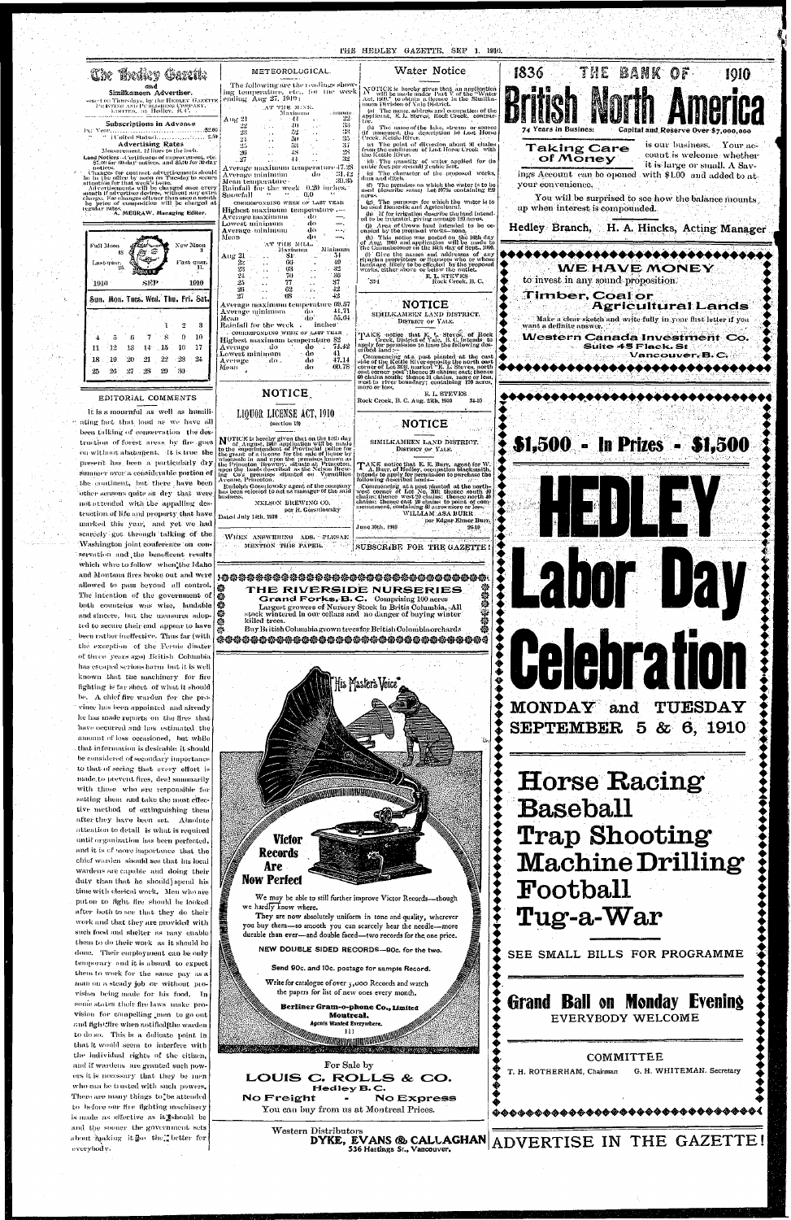# The Hedley Gazette

and

**Similkameen Advertiser.**

Issued on Thursdays, by the HEDLEY GAZETTE PRINTING AND PUBLISHING COMPANY, LIMITED, at Hedley, B. C.

**Subscriptions in Advance**

Per Year ........................ $2.00
" (United States) .................. 2.50

**Advertising Rates**

Measurement, 12 lines to the inch.

Land Notices—Certificates of improvement, etc. $7.00 for 60-day notices, and $5.00 for 30-day notices.

Changes for contract advertisements should be in the office by noon on Tuesday to secure attention for that week's issue.

Advertisements will be changed once every month if advertiser desires, without any extra charge. For changes oftener than once a month the price of composition will be charged at regular rates.

A. MEGRAW, Managing Editor.

Full Moon 18 | New Moon 3 | Last quar. 25 | First quar. 11

**1910 SEP 1910**

| Sun. | Mon. | Tues. | Wed. | Thu. | Fri. | Sat. |
|---|---|---|---|---|---|---|
| | | | | 1 | 2 | 3 |
| 4 | 5 | 6 | 7 | 8 | 9 | 10 |
| 11 | 12 | 13 | 14 | 15 | 16 | 17 |
| 18 | 19 | 20 | 21 | 22 | 23 | 24 |
| 25 | 26 | 27 | 28 | 29 | 30 | |

## EDITORIAL COMMENTS

It is a mournful as well as humiliating fact that least as we have all been talking of conservation the destruction of forest areas by fire goes on without abatement. It is true the present has been a particularly dry summer over a considerable portion of the continent, but there have been other seasons quite as dry that were not attended with the appalling destruction of life and property that have marked this year, and yet we had scarcely got through talking of the Washington joint conference on conservation and the beneficent results which were to follow when the Idaho and Montana fires broke out and were allowed to pass beyond all control. The intention of the government of both countries was wise, laudable and sincere, but the measures adopted to secure their end appear to have been rather ineffective. Thus far (with the exception of the Fernie disaster of three years ago) British Columbia has escaped serious harm but it is well known that the machinery for fire fighting is far short of what it should be. A chief fire warden for the province has been appointed and already he has made reports on the fires that have occurred and has estimated the amount of loss occasioned, but while that information is desirable it should be considered of secondary importance to that of seeing that every effort is made to prevent fires, deal summarily with those who are responsible for setting them and take the most effective method of extinguishing them after they have been set. Absolute attention to detail is what is required until organization has been perfected, and it is of more importance that the chief warden should see that his local wardens are capable and doing their duty than that he should spend his time with clerical work. Men who are put on to fight fire should be looked after both to see that they do their work and that they are provided with such food and shelter as may enable them to do their work as it should be done. Their employment can be only temporary and it is absurd to expect them to work for the same pay as a man on a steady job or without provision being made for his food. In some states their fire laws make provision for compelling men to go out and fight fire when notified the warden to do so. This is a delicate point in that it would seem to interfere with the individual rights of the citizen, and if wardens are granted such powers it is necessary that they be men who can be trusted with such powers. There are many things to be attended to before our fire fighting machinery is made as effective as it should be and the sooner the government sets about making it so the better for everybody.

## METEOROLOGICAL.

The following are the readings showing temperature, etc., for the week ending Aug 27, 1910:

AT THE MINE.

| | Maximum | Minimum |
|---|---|---|
| Aug 21 | 44 | 22 |
| 22 | 50 | 33 |
| 23 | 52 | 34 |
| 24 | 50 | 35 |
| 25 | 53 | 37 |
| 26 | 48 | 28 |
| 27 | 41 | 32 |

Average maximum temperature 47.28
Average minimum do 31.42
Mean temperature 39.35
Rainfall for the week 0.20 inches.
Snowfall " " 0.0 "

CORRESPONDING WEEK OF LAST YEAR
Highest maximum temperature —
Average maximum do —
Lowest minimum do —
Average minimum do —
Mean do —

AT THE MILL.

| | Maximum | Minimum |
|---|---|---|
| Aug 21 | 81 | 51 |
| 22 | 66 | 40 |
| 23 | 63 | 32 |
| 24 | 70 | 36 |
| 25 | 77 | 37 |
| 26 | 62 | 42 |
| 27 | 68 | 42 |

Average maximum temperature 69.57
Average minimum do 41.71
Mean do 55.64
Rainfall for the week inches

CORRESPONDING WEEK OF LAST YEAR
Highest maximum temperature 82
Average do do 74.42
Lowest minimum do 41
Average do do 47.14
Mean do 60.78

## NOTICE

### LIQUOR LICENSE ACT, 1910
(section 19)

NOTICE is hereby given that on the 15th day of August, 1910 application will be made to the superintendent of Provincial police for the grant of a license for the sale of liquor by wholesale in and upon the premises known as the Princeton Brewery, situate at Princeton, upon the lands described as the Nelson Brewing Co.'s premises situated on Vermillion Avenue, Princeton.

Rudolph Gosnitowsky agent of the company has been selected to act as manager of the said business.

NELSON BREWING CO.
per R. Gosnitowsky

Dated July 14th, 1910

WHEN ANSWERING ADS. PLEASE MENTION THIS PAPER.

## Water Notice

NOTICE is hereby given that an application will be made under Part V of the "Water Act, 1909" to obtain a licence in the Similkameen Division of Yale District.

(a) The name, address and occupation of the applicant, E. L. Steves, Rock Creek, contractor.

(b) The name of the lake, stream or source (if unnamed, the description is) Lost Horse Creek, Kettle River.

(c) The point of diversion about 30 chains from the confluence of Lost Horse Creek with the Kettle River.

(d) The quantity of water applied for (in cubic feet per second) 2 cubic feet.

(e) The character of the proposed works, dam and ditch.

(f) The premises on which the water is to be used (describe same) Lot 3973s containing 120 acres.

(g) The purposes for which the water is to be used Domestic and Agricultural.

(h) If for irrigation describe the land intended to be irrigated, giving acreage 120 acres.

(j) Area of Crown land intended to be occupied by the proposed works—none.

(k) This notice was posted on the 16th day of Aug. 1910 and application will be made to the Commissioner on the 16th day of Sept., 1910.

(l) Give the names and addresses of any riparian proprietors or licensees who or whose lands are likely to be affected by the proposed works, either above or below the outlet.

E. L. STEVES
Rock Creek, B. C.

33-4

## NOTICE

SIMILKAMEEN LAND DISTRICT.
DISTRICT OF YALE.

TAKE notice that E. L. Steves, of Rock Creek, District of Yale, B. C. intends to apply for permission to lease the following described land:—

Commencing at a post planted at the east side of the Kettle River opposite the north east corner of Lot 3839, marked "E. L. Steves, north east corner post"; thence 20 chains east; thence 60 chains south; thence 21 chains, more or less, west to river boundary; containing 120 acres, more or less.

E. L. STEVES

Rock Creek, B. C. Aug. 25th, 1910 34-10

## NOTICE

SIMILKAMEEN LAND DISTRICT.
DISTRICT OF YALE.

TAKE notice that E. K. Burr, agent for W. A. Burr, of Hedley, occupation blacksmith, intends to apply for permission to purchase the following described lands—

Commencing at a post planted at the northwest corner of Lot No. 381; thence south 40 chains; thence west 20 chains; thence north 40 chains; thence east 20 chains to point of commencement, containing 80 acres more or less.

WILLIAM ASA BURR
per Edgar Elmer Burr.

June 30th, 1910 26-10

SUBSCRIBE FOR THE GAZETTE!

**THE RIVERSIDE NURSERIES**
**Grand Forks, B. C.** Comprising 100 acres

Largest growers of Nursery Stock in British Columbia. All stock wintered in our cellars and no danger of buying winter killed trees.

Buy British Columbia grown trees for British Columbia orchards

His Master's Voice

**Victor Records Are Now Perfect**

We may be able to still further improve Victor Records—though we hardly know where.

They are now absolutely uniform in tone and quality, wherever you buy them—so smooth you can scarcely hear the needle—more durable than ever—and double faced—two records for the one price.

NEW DOUBLE SIDED RECORDS—90c. for the two.

Send 90c. and 10c. postage for sample Record.

Write for catalogue of over 3,000 Records and watch the papers for list of new ones every month.

**Berliner Gram-o-phone Co., Limited**
**Montreal.**
Agents Wanted Everywhere.

111

For Sale by
**LOUIS C. ROLLS & CO.**
**Hedley B. C.**
**No Freight - No Express**
You can buy from us at Montreal Prices.

Western Distributors
**DYKE, EVANS & CALLAGHAN**
536 Hastings St., Vancouver.

**1836 THE BANK OF 1910**
# British North America

74 Years in Business Capital and Reserve Over $7,000,000

**Taking Care of Money** is our business. Your account is welcome whether it is large or small. A Savings Account can be opened with $1.00 and added to at your convenience.

You will be surprised to see how the balance mounts up when interest is compounded.

Hedley Branch, H. A. Hincks, Acting Manager

**WE HAVE MONEY**
to invest in any sound proposition.

**Timber, Coal or Agricultural Lands**

Make a clear sketch and write fully in your first letter if you want a definite answer.

**Western Canada Investment Co.**
**Suite 45 Flack. St**
**Vancouver, B. C.**

# $1,500 - In Prizes - $1,500

# HEDLEY Labor Day Celebration

**MONDAY and TUESDAY**
**SEPTEMBER 5 & 6, 1910**

**Horse Racing**
**Baseball**
**Trap Shooting**
**Machine Drilling**
**Football**
**Tug-a-War**

SEE SMALL BILLS FOR PROGRAMME

**Grand Ball on Monday Evening**
EVERYBODY WELCOME

COMMITTEE
T. H. ROTHERHAM, Chairman G. H. WHITEMAN, Secretary

**ADVERTISE IN THE GAZETTE!**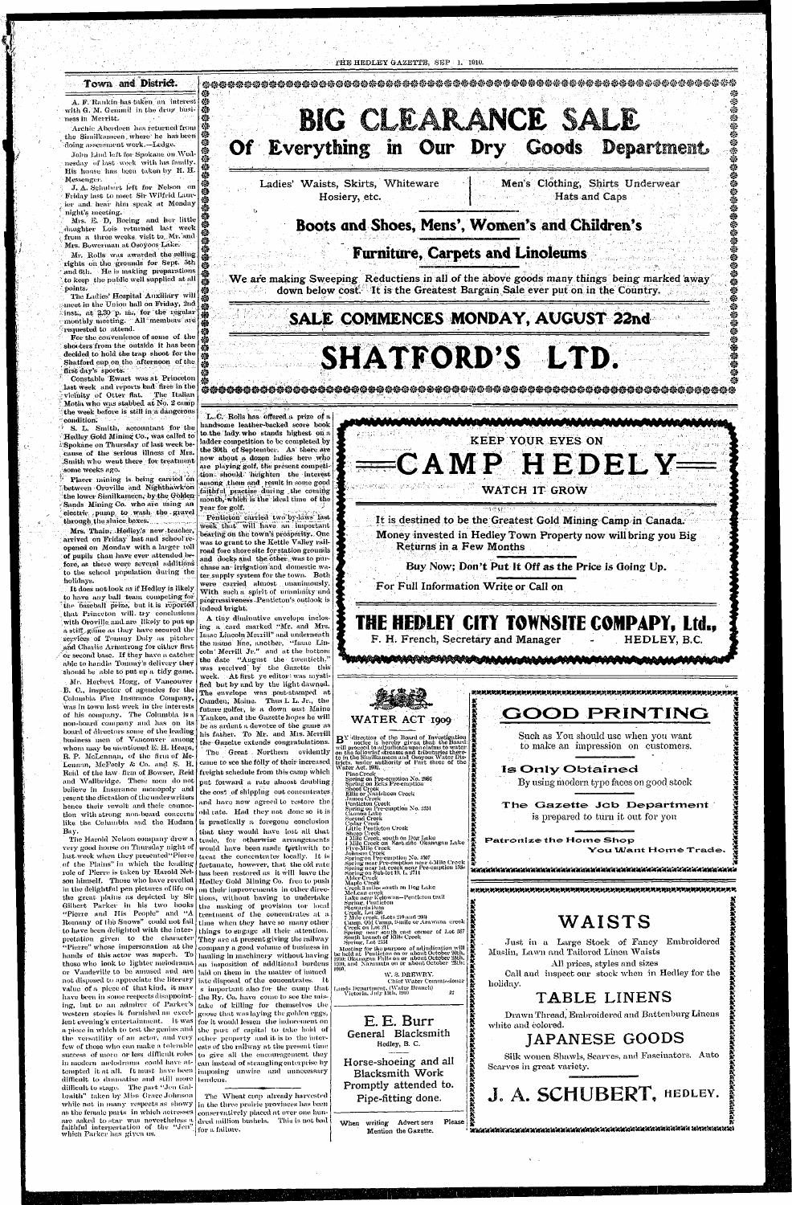## Town and District.

A. F. Rankin has taken an interest with G. M. Gemmil in the drug business in Merritt.

Archie Aberdeen has returned from the Similkameen where he has been doing assessment work.—Ledge.

John Lind left for Spokane on Wednesday of last week with his family. His house has been taken by R. H. Messenger.

J. A. Schubert left for Nelson on Friday last to meet Sir Wilfrid Laurier and hear him speak at Monday night's meeting.

Mrs. E. D. Boeing and her little daughter Lois returned last week from a three weeks visit to Mr. and Mrs. Bowerman at Osoyoos Lake.

Mr. Rolls was awarded the selling rights on the grounds for Sept. 5th and 6th. He is making preparations to keep the public well supplied at all points.

The Ladies' Hospital Auxiliary will meet in the Union hall on Friday, 2nd inst., at 3.30 p. m., for the regular monthly meeting. All members are requested to attend.

For the convenience of some of the shooters from the outside it has been decided to hold the trap shoot for the Shatford cup on the afternoon of the first day's sports.

Constable Ewart was at Princeton last week and reports bad fires in the vicinity of Otter flat. The Italian Motis who was stabbed at No. 2 camp the week before is still in a dangerous condition.

S. L. Smith, accountant for the Hedley Gold Mining Co., was called to Spokane on Thursday of last week because of the serious illness of Mrs. Smith who went there for treatment some weeks ago.

Placer mining is being carried on between Oroville and Nighthawk on the lower Similkameen, by the Golden Sands Mining Co. who are using an electric pump to wash the gravel through the sluice boxes.

Mrs. Thain, Hedley's new teacher, arrived on Friday last and school re-opened on Monday with a larger roll of pupils than have ever attended before, as there were several additions to the school population during the holidays.

It does not look as if Hedley is likely to have any ball team competing for the baseball prize, but it is reported that Princeton will try conclusions with Oroville and are likely to put up a stiff game as they have secured the services of Tommy Daly as pitcher and Charlie Armstrong for either first or second base. If they have a catcher able to handle Tommy's delivery they should be able to put up a tidy game.

Mr. Herbert Hogg, of Vancouver B. C., inspector of agencies for the Columbia Fire Insurance Company, was in town last week in the interests of his company. The Columbia is a non-board company and has on its board of directors some of the leading business men of Vancouver among whom may be mentioned E. H. Heaps, R. P. McLennan, of the firm of McLennan, McFeely & Co. and S. H. Reid of the law firm of Bowser, Reid and Wallbridge. These men do not believe in insurance monopoly and resent the dictation of the underwriters hence their revolt and their connection with strong non-board concerns like the Columbia and the Hudson Bay.

The Harold Nelson company drew a very good house on Thursday night of last week when they presented "Pierre of the Plains" in which the leading role of Pierre is taken by Harold Nelson himself. Those who have revelled in the delightful pen pictures of life on the great plains as depicted by Sir Gilbert Parker in his two books "Pierre and His People" and "A Romany of the Snows" could not fail to have been delighted with the interpretation given to the character "Pierre" whose impersonation at the hands of this actor was superb. To those who look to lighter melodrama or Vaudeville to be amused and are not disposed to appreciate the literary value of a piece of that kind, it may have been in some respects disappointing, but to an admirer of Parker's western stories it furnished an excellent evening's entertainment. It was a piece in which to test the genius and the versatility of an actor, and very few of those who can make a tolerable success of more or less difficult roles in modern melodrama could have attempted it at all. It must have been difficult to dramatise and still more difficult to stage. The part "Jen Galbraith" taken by Miss Grace Johnson while not in many respects as showy as the female parts in which actresses are asked to star was nevertheless a faithful interpretation of the "Jen" which Parker has given us.

# BIG CLEARANCE SALE

## Of Everything in Our Dry Goods Department

Ladies' Waists, Skirts, Whiteware Hosiery, etc. | Men's Clothing, Shirts Underwear Hats and Caps

### Boots and Shoes, Mens', Women's and Children's

### Furniture, Carpets and Linoleums

We are making Sweeping Reductions in all of the above goods many things being marked away down below cost. It is the Greatest Bargain Sale ever put on in the Country.

### SALE COMMENCES MONDAY, AUGUST 22nd

# SHATFORD'S LTD.

---

L. C. Rolls has offered a prize of a handsome leather-backed score book to the lady who stands highest on a ladder competition to be completed by the 30th of September. As there are now about a dozen ladies here who are playing golf, the present competition should heighten the interest among them and result in some good faithful practise during the coming month, which is the ideal time of the year for golf.

Penticton carried two by-laws last week that will have an important bearing on the town's prosperity. One was to grant to the Kettle Valley railroad fore shore site for station grounds and docks and the other was to purchase an irrigation and domestic water supply system for the town. Both were carried almost unanimously. With such a spirit of unanimity and progressiveness Penticton's outlook is indeed bright.

A tiny diminutive envelope inclosing a card marked "Mr. and Mrs. Isaac Lincoln Merrill" and underneath the name line, another, "Isaac Lincoln Merrill Jr." and at the bottom the date "August the twentieth." was received by the Gazette this week. At first ye editor was mystified but by and by the light dawned. The envelope was post-stamped at Camden, Maine. Thus I. L. Jr., the future golfer, is a down east Maine Yankee, and the Gazette hopes he will be as ardent a devotee of the game as his father. To Mr. and Mrs. Merrill the Gazette extends congratulations.

The Great Northern evidently came to see the folly of their increased freight schedule from this camp which put forward a rate almost doubling the cost of shipping out concentrates and have now agreed to restore the old rate. Had they not done so it is practically a foregone conclusion that they would have lost all that trade, for otherwise arrangements would have been made forthwith to treat the concentrates locally. It is fortunate, however, that the old rate has been restored as it will leave the Hedley Gold Mining Co. free to push on their improvements in other directions, without having to undertake the making of provision for local treatment of the concentrates at a time when they have so many other things to engage all their attention. They are at present giving the railway company a good volume of business in hauling in machinery without having an imposition of additional burdens laid on them in the matter of means of disposal of the concentrates. It is important also for the camp that the Ry. Co. have come to see the mistake of killing for themselves the goose that was laying the golden eggs, for it would lessen the inducement on the part of capital to take hold of other property and it is to the interests of the railway at the present time to give all the encouragement they can instead of strangling enterprise by imposing unwise and unnecessary burdens.

The Wheat crop already harvested in the three prairie provinces has been conservatively placed at over one hundred million bushels. This is not bad for a failure.

---

KEEP YOUR EYES ON

# CAMP HEDELY

WATCH IT GROW

It is destined to be the Greatest Gold Mining Camp in Canada.

Money invested in Hedley Town Property now will bring you Big Returns in a Few Months

Buy Now; Don't Put It Off as the Price is Going Up.

For Full Information Write or Call on

## THE HEDLEY CITY TOWNSITE COMPANY, Ltd.,

F. H. French, Secretary and Manager - HEDLEY, B.C.

---

## WATER ACT 1909

BY direction of the Board of Investigation notice is hereby given that the Board will proceed to adjudicate upon claims to water on the following streams and tributaries thereto in the Similkameen and Osoyoos Water Districts, under authority of Part three of the Water Act, 1909.

Pine Creek
Spring on Pre-emption No. 2986
Spring on Ellis Pre-emption
Shoop Creek
Ellis or Shuttleworth Creek
Tanoss Creek
Penticton Creek
Spring on Pre-emption No. 2531
Canoes Lake
Second Creek
Cedar Creek
Little Penticton Creek
Shoop Creek
1 Mile Creek, south on Dog Lake
4 Mile Creek on East side Okanagan Lake
Five-Mile Creek
Johnson Creek
Spring on Pre-emption No. 4567
Spring near Pre-emption near 6-Mile Creek
Spring near left creek near Pre-emption 188
Spring on Sub-lot 13, L. 2711
Alder Creek
Maple Creek
Creek 3 miles south on Dog Lake
McLean creek
Lake near Kelowna—Penticton trail
Spring, Penticton
Stewarts Dam
Creek, Lot 286
7 Mile creek, (Lots 210 and 390)
Camp, Gill Camp, Smile or Arawana creek
Creek on Lot 211
Spring near south east corner of Lot 587
South branch of Ellis Creek
Spring, Lot 2551

Meeting for the purpose of adjudication will be held at Penticton on or about October 20th, 1910; Okanagan Falls on or about October 25th, 1910, and Naramata on or about October 28th, 1910.

W. S. DREWRY,
Chief Water Commissioner

Lands Department, (Water Branch)
Victoria, July 15th, 1910

---

### E. E. Burr
**General Blacksmith**
Hedley, B. C.

Horse-shoeing and all Blacksmith Work Promptly attended to.
Pipe-fitting done.

---

When writing Advertisers Please Mention the Gazette.

---

## GOOD PRINTING

Such as You should use when you want to make an impression on customers.

### Is Only Obtained

By using modern type faces on good stock

### The Gazette Job Department

is prepared to turn it out for you

**Patronize the Home Shop**
**You Want Home Trade.**

---

## WAISTS

Just in a Large Stock of Fancy Embroidered Muslin, Lawn and Tailored Linen Waists

All prices, styles and sizes

Call and inspect our stock when in Hedley for the holiday.

## TABLE LINENS

Drawn Thread, Embroidered and Battenburg Linens white and colored.

## JAPANESE GOODS

Silk woven Shawls, Scarves, and Fascinators. Auto Scarves in great variety.

# J. A. SCHUBERT, HEDLEY.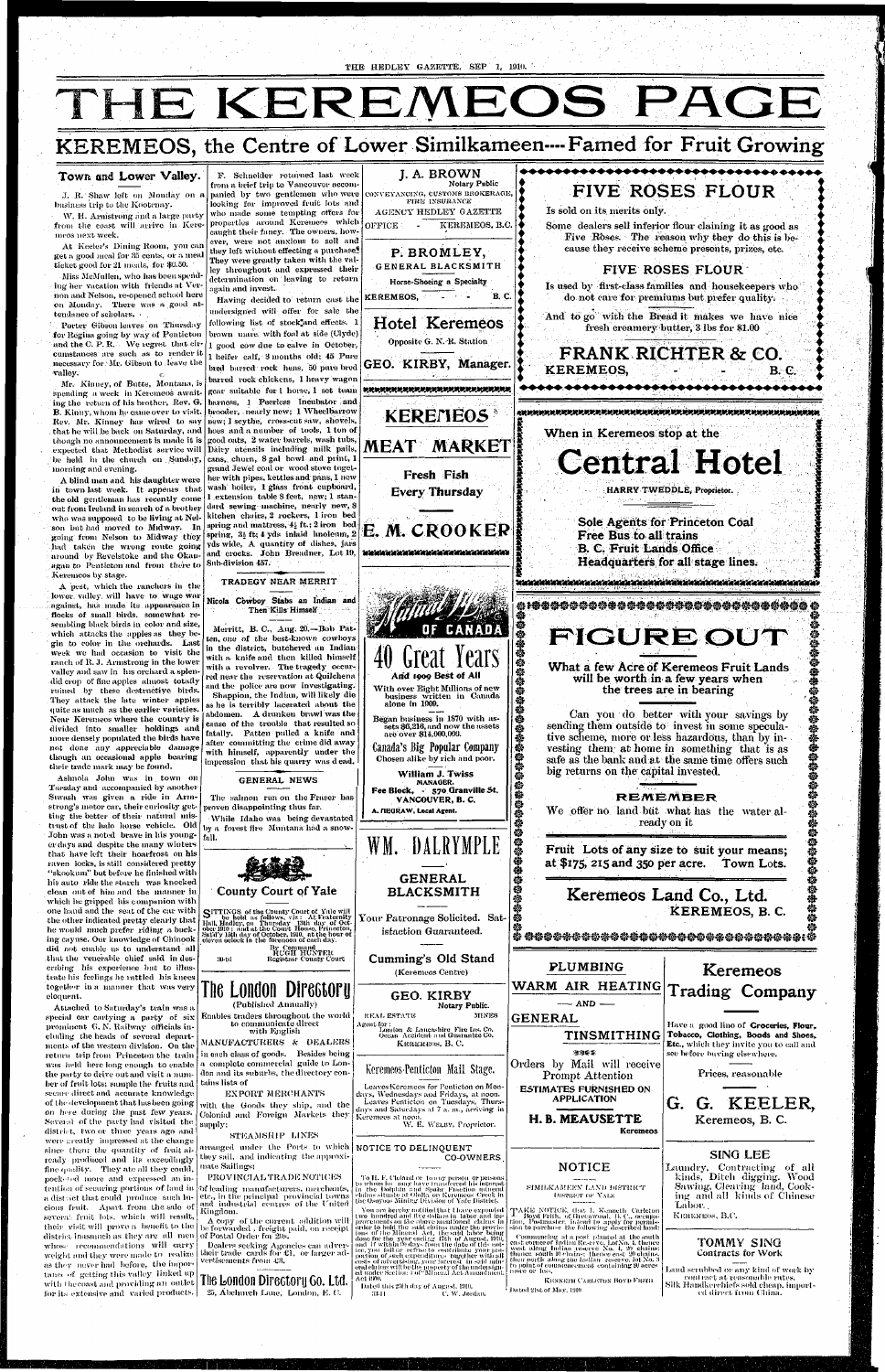# THE KEREMEOS PAGE

## KEREMEOS, the Centre of Lower Similkameen---Famed for Fruit Growing

### Town and Lower Valley.

J. R. Shaw left on Monday on a business trip to the Kootenay.

W. H. Armstrong and a large party from the coast will arrive in Keremeos next week.

At Keeler's Dining Room, you can get a good meal for 35 cents, or a meal ticket good for 21 meals, for $6.50.

Miss McMullen, who has been spending her vacation with friends at Vernon and Nelson, re-opened school here on Monday. There was a good attendance of scholars.

Porter Gibson leaves on Thursday for Regina going by way of Penticton and the C. P. R. We regret that circumstances are such as to render it necessary for Mr. Gibson to leave the valley.

Mr. Kinney, of Butte, Montana, is spending a week in Keremeos awaiting the return of his brother, Rev. G. B. Kinny, whom he came over to visit. Rev. Mr. Kinney has wired to say that he will be back on Saturday, and though no announcement is made it is expected that Methodist service will be held in the church on Sunday, morning and evening.

A blind man and his daughter were in town last week. It appears that the old gentleman has recently come out from Ireland in search of a brother who was supposed to be living at Nelson but had moved to Midway. In going from Nelson to Midway they had taken the wrong route going around by Revelstoke and the Okanagan to Penticton and from there to Keremeos by stage.

A pest, which the ranchers in the lower valley will have to wage war against, has made its appearance in flocks of small birds, somewhat resembling black birds in color and size, which attacks the apples as they begin to color in the orchards. Last week we had occasion to visit the ranch of R. J. Armstrong in the lower valley and saw in his orchard a splendid crop of fine apples almost totally ruined by these destructive birds. They attack the late winter apples quite as much as the earlier varieties. Near Keremeos where the country is divided into smaller holdings and more densely populated the birds have not done any appreciable damage though an occasional apple bearing their trade mark may be found.

Ashnola John was in town on Tuesday and accompanied by another Siwash was given a ride in Armstrong's motor car, their curiosity getting the better of their natural mistrust of the halo horse vehicle. Old John was a noted brave in his younger days and despite the many winters that have left their hoarfrost on his raven locks, is still considered pretty "skookum" but before he finished with his auto ride the starch was knocked clean out of him and the manner in which he gripped his companion with one hand and the seat of the car with the other indicated pretty clearly that he would much prefer riding a bucking cayuse. Our knowledge of Chinook did not enable us to understand all that the venerable chief said in describing his experience but to illustrate his feelings he rattled his knees together in a manner that was very eloquent.

Attached to Saturday's train was a special car carrying a party of six prominent G. N. Railway officials including the heads of several departments of the western division. On the return trip from Princeton the train was held here long enough to enable the party to drive out and visit a number of fruit lots; sample the fruits and secure direct and accurate knowledge of the development that has been going on here during the past few years. Several of the party had visited the district, two or three years ago and were greatly impressed at the change since then the quantity of fruit already produced and its exceedingly fine quality. They ate all they could, pocketed more and expressed an intention of securing portions of land in a district that could produce such luscious fruit. Apart from the sale of several fruit lots, which will result, their visit will prove a benefit to the district inasmuch as they are all men whose recommendations will carry weight and they were made to realize as they never had before, the importance of getting this valley linked up with the coast and providing an outlet for its extensive and varied products.

F. Schneider returned last week from a brief trip to Vancouver accompanied by two gentlemen who were looking for improved fruit lots and who made some tempting offers for properties around Keremeos which caught their fancy. The owners, however, were not anxious to sell and they left without effecting a purchase. They were greatly taken with the valley throughout and expressed their determination on leaving to return again and invest.

Having decided to return east the undersigned will offer for sale the following list of stock and effects. 1 brown mare with foal at side (Clyde) 1 good cow due to calve in October, 1 heifer calf, 3 months old; 45 Pure bred barred rock hens, 50 pure bred barred rock chickens, 1 heavy wagon gear suitable for 1 horse, 1 set team harness, 1 Peerless Incubator and brooder, nearly new; 1 Wheelbarrow new; 1 scythe, cross-cut saw, shovels, hoes and a number of tools, 1 ton of good oats, 2 water barrels, wash tubs, Dairy utensils including milk pails, cans, churn, 8 gal bowl and print, 1 grand Jewel coal or wood stove together with pipes, kettles and pans, 1 new wash boiler, 1 glass front cupboard, 1 extension table 8 feet, new; 1 standard sewing machine, nearly new, 8 kitchen chairs, 2 rockers, 1 iron bed spring and mattress, 4½ ft; 2 iron bed spring, 3½ ft; 4 yds inlaid linoleum, 2 yds wide, A quantity of dishes, jars and crocks. John Breadner, Lot 19, Sub-division 487.

### TRADEGY NEAR MERRITT

**Nicola Cowboy Stabs an Indian and Then Kills Himself**

Merritt, B. C., Aug. 20.—Bob Patten, one of the best known cowboys in the district, butchered an Indian with a knife and then killed himself with a revolver. The tragedy occurred near the reservation at Quilchena and the police are now investigating.

Shappion, the Indian, will likely die as he is terribly lacerated about the abdomen. A drunken brawl was the cause of the trouble that resulted so fatally. Patten pulled a knife and after committing the crime did away with himself, apparently under the impression that his quarry was dead.

### GENERAL NEWS

The salmon run on the Fraser has proven disappointing thus far.

While Idaho was being devastated by a forest fire Montana had a snowfall.

### County Court of Yale

SITTINGS of the County Court of Yale will be holden as follows, viz: At Fraternity Hall, Hedley, on Thursday 13th day of October 1910; and at the Court House, Princeton, Friday 14th day of October, 1910, at the hour of eleven o'clock in the forenoon of each day.

By Command,
HUGH HUNTER
Registrar County Court

30-10

# The London Directory

(Published Annually)

Enables traders throughout the world to communicate direct with English

MANUFACTURERS & DEALERS

in each class of goods. Besides being a complete commercial guide to London and its suburbs, the directory contains lists of

EXPORT MERCHANTS

with the Goods they ship, and the Colonial and Foreign Markets they supply;

STEAMSHIP LINES

arranged under the Ports to which they sail, and indicating the approximate Sailings;

PROVINCIAL TRADE NOTICES

of leading manufacturers, merchants, etc., in the principal provincial towns and industrial centres of the United Kingdom.

A copy of the current addition will be forwarded, freight paid, on receipt of Postal Order for 20s.

Dealers seeking Agencies can advertise their trade cards for £1, or larger advertisements from £3.

## The London Directory Co. Ltd.

25, Abchurch Lane, London, E. C.

### J. A. BROWN

Notary Public

CONVEYANCING, CUSTOMS BROKERAGE, FIRE INSURANCE

AGENCY HEDLEY GAZETTE

OFFICE - KEREMEOS, B.C.

### P. BROMLEY,

GENERAL BLACKSMITH

Horse-Shoeing a Specialty

KEREMEOS, - - B. C.

## Hotel Keremeos

Opposite G. N. R. Station

GEO. KIRBY, Manager.

## KEREMEOS MEAT MARKET

Fresh Fish

Every Thursday

## E. M. CROOKER

## Mutual Life OF CANADA

# 40 Great Years

And 1909 Best of All

With over Eight Millions of new business written in Canada alone in 1909.

Began business in 1870 with assets $6,216, and now the assets are over $14,000,000.

Canada's Big Popular Company

Chosen alike by rich and poor.

William J. Twiss
MANAGER.

Fee Block, - 570 Granville St. VANCOUVER, B. C.

A. MEGRAW, Local Agent.

## WM. DALRYMPLE

GENERAL BLACKSMITH

Your Patronage Solicited. Satisfaction Guaranteed.

### Cumming's Old Stand

(Keremeos Centre)

### GEO. KIRBY

Notary Public.

REAL ESTATE MINES

Agent for
London & Lancashire Fire Ins. Co.
Ocean Accident and Guarantee Co.

KEREMEOS, B. C.

### Keremeos-Penticton Mail Stage.

Leaves Keremeos for Penticton on Mondays, Wednesdays and Fridays, at noon. Leaves Penticton on Tuesdays, Thursdays and Saturdays at 7 a. m., arriving in Keremeos at noon.

W. E. WELBY, Proprietor.

### NOTICE TO DELINQUENT CO-OWNERS

To H. F. Cleland or to any person or persons to whom he may have transferred his interest in the Dolphin and Spain Fraction mineral claims situate at Olalla on Keremeos Creek in the Osoyoos Mining Division of Yale District.

You are hereby notified that I have expended two hundred and five dollars in labor and improvements on the above mentioned claims in order to hold the said claims under the provisions of the Mineral Act, the said labor being done for the year ending 17th of August, 1910, and if within 90 days from the date of this notice, you fail or refuse to contribute your proportion of such expenditure together with all costs of advertising, your interest in said claims will become the property of the undersigned under Section 4 of "Mineral Act Amendment Act 1900."

Dated this 25th day of August, 1910.

33-11 C. W. Jordan.

## FIVE ROSES FLOUR

Is sold on its merits only.

Some dealers sell inferior flour claiming it as good as Five Roses. The reason why they do this is because they receive scheme presents, prizes, etc.

### FIVE ROSES FLOUR

Is used by first-class families and housekeepers who do not care for premiums but prefer quality.

And to go with the Bread it makes we have nice fresh creamery butter, 3 lbs for $1.00

## FRANK RICHTER & CO.

KEREMEOS, - - B. C.

When in Keremeos stop at the

# Central Hotel

HARRY TWEDDLE, Proprietor.

**Sole Agents for Princeton Coal**
**Free Bus to all trains**
**B. C. Fruit Lands Office**
**Headquarters for all stage lines.**

# FIGURE OUT

**What a few Acre of Keremeos Fruit Lands will be worth in a few years when the trees are in bearing**

Can you do better with your savings by sending them outside to invest in some speculative scheme, more or less hazardous, than by investing them at home in something that is as safe as the bank and at the same time offers such big returns on the capital invested.

### REMEMBER

We offer no land but what has the water already on it

**Fruit Lots of any size to suit your means; at $175, 215 and 350 per acre. Town Lots.**

## Keremeos Land Co., Ltd.

KEREMEOS, B. C.

### PLUMBING

### WARM AIR HEATING

— AND —

### GENERAL TINSMITHING

Orders by Mail will receive Prompt Attention

ESTIMATES FURNISHED ON APPLICATION

### H. B. MEAUSETTE

Keremeos

### Keremeos Trading Company

Have a good line of **Groceries, Flour, Tobacco, Clothing, Boots and Shoes, Etc.,** which they invite you to call and see before buying elsewhere.

Prices, reasonable

## G. G. KEELER,

Keremeos, B. C.

### NOTICE

SIMILKAMEEN LAND DISTRICT
DISTRICT OF YALE

TAKE NOTICE, that I, Kenneth Carleton Boyd Frith, of Hedley, B. C., occupation, Postmaster, intend to apply for permission to purchase the following described land:

Commencing at a post planted at the south east corner of Indian Reserve, Lot No. 4, thence west along Indian reserve No. 4, 20 chains; thence south 20 chains; thence east 20 chains, then north along the Indian reserve, lot No. 3 to point of commencement containing 40 acres more or less.

KENNETH CARLETON BOYD FRITH

Dated 23rd of May, 1910

### SING LEE

Laundry, Contracting of all kinds, Ditch digging, Wood Sawing, Clearing land, Cooking and all kinds of Chinese Labor.

KEREMEOS, B.C.

### TOMMY SING

Contracts for Work

Land scrubbed or any kind of work by contract at reasonable rates.

Silk Handkerchiefs sold cheap, imported direct from China.